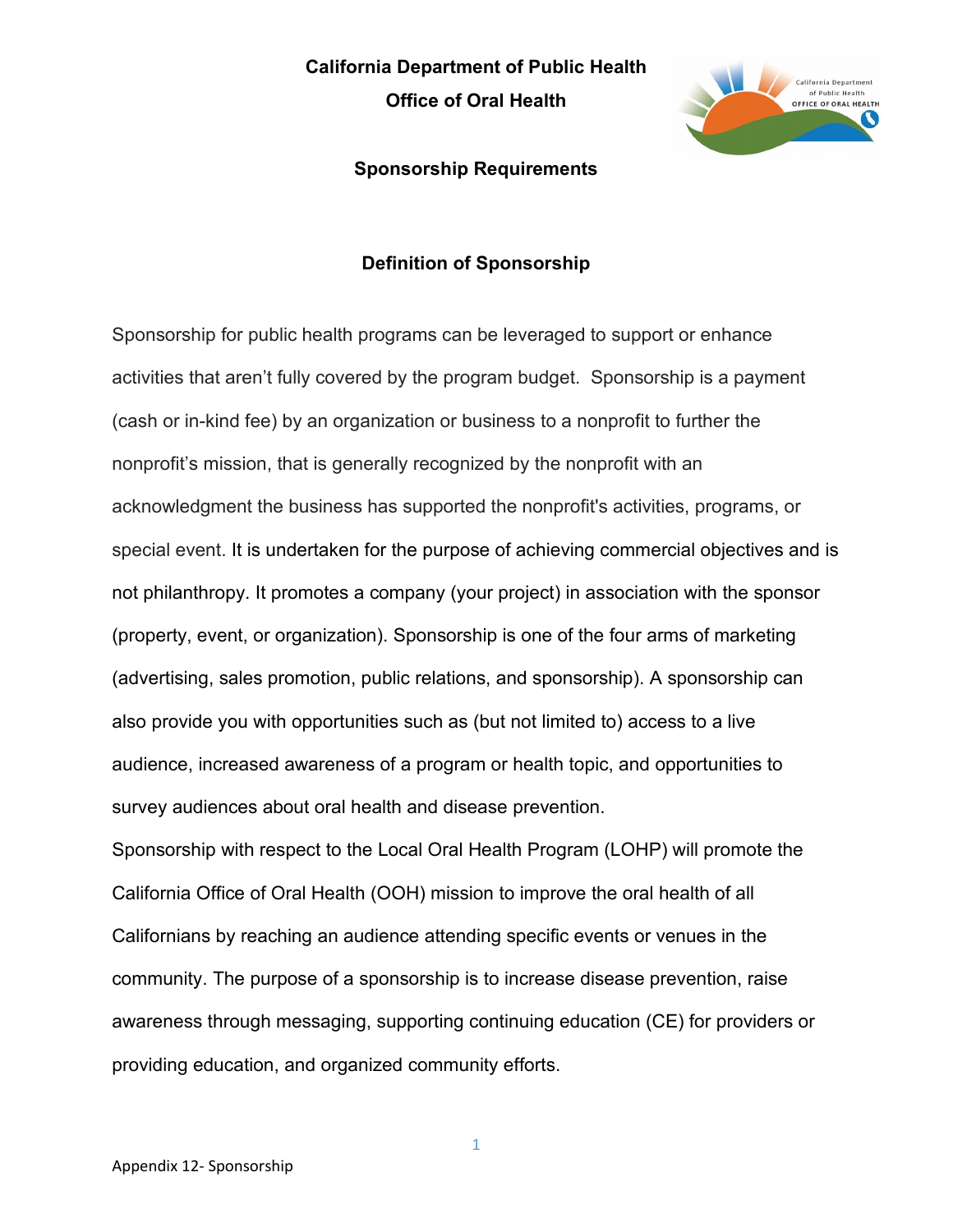**California Department of Public Health**

**Office of Oral Health**

## Sponsorship Requirements

### Definition of Sponsorship

Sponsorship for public health programs can be leveraged to support or enhance activities that aren't fully covered by the program budget. Sponsorship is a payment (cash or in-kind fee) by an organization or business to a nonprofit to further the nonprofit's mission, that is generally recognized by the nonprofit with an acknowledgment the business has supported the nonprofit's activities, programs, or special event. It is undertaken for the purpose of achieving commercial objectives and is not philanthropy. It promotes a company (your project) in association with the sponsor (property, event, or organization). Sponsorship is one of the four arms of marketing (advertising, sales promotion, public relations, and sponsorship). A sponsorship can also provide you with opportunities such as (but not limited to) access to a live audience, increased awareness of a program or health topic, and opportunities to survey audiences about oral health and disease prevention.

Sponsorship with respect to the Local Oral Health Program (LOHP) will promote the California Office of Oral Health (OOH) mission to improve the oral health of all Californians by reaching an audience attending specific events or venues in the community. The purpose of a sponsorship is to increase disease prevention, raise awareness through messaging, supporting continuing education (CE) for providers or providing education, and organized community efforts.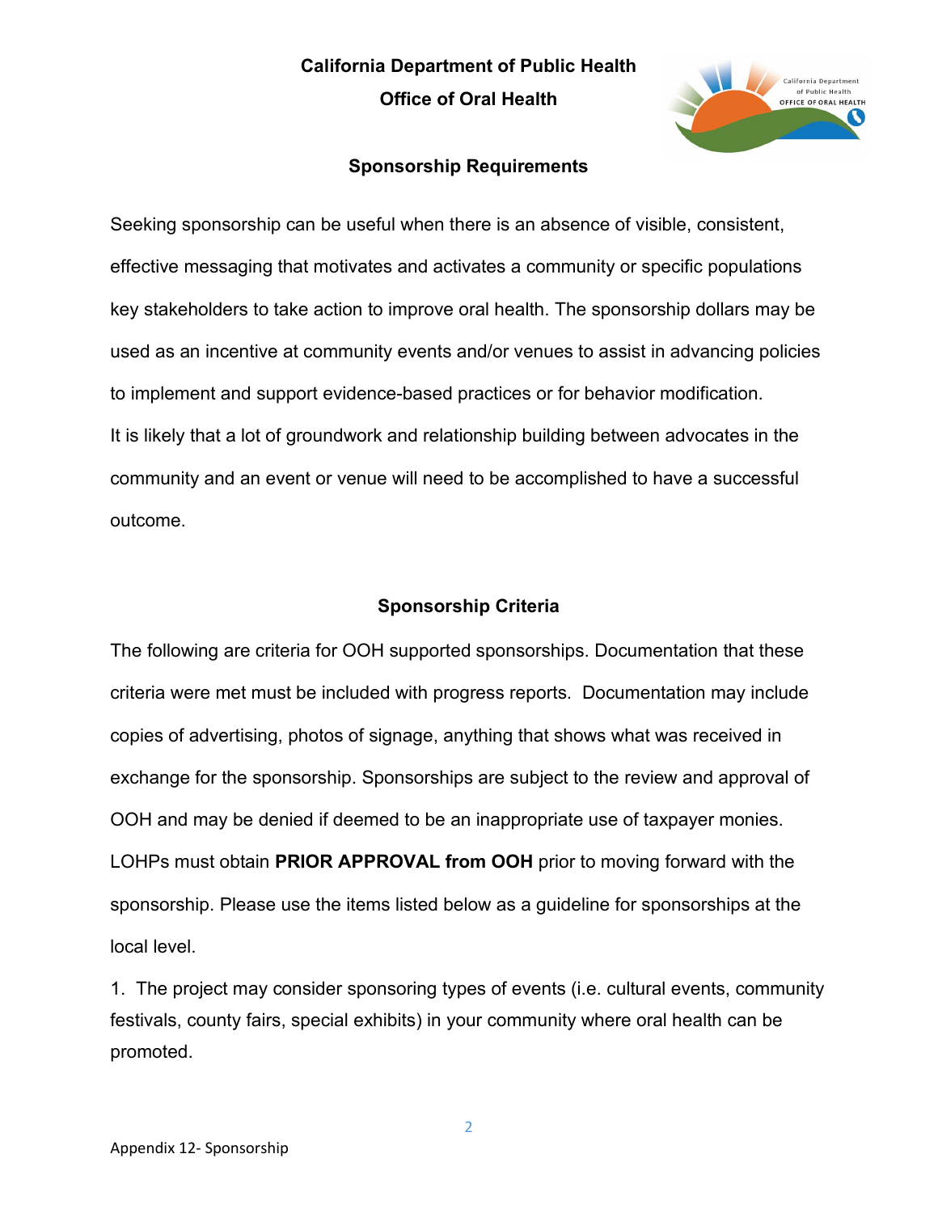**California Department of Public Health**

**Office of Oral Health**

## Sponsorship Requirements

Seeking sponsorship can be useful when there is an absence of visible, consistent, effective messaging that motivates and activates a community or specific populations key stakeholders to take action to improve oral health. The sponsorship dollars may be used as an incentive at community events and/or venues to assist in advancing policies to implement and support evidence-based practices or for behavior modification. It is likely that a lot of groundwork and relationship building between advocates in the community and an event or venue will need to be accomplished to have a successful outcome.

## Sponsorship Criteria

The following are criteria for OOH supported sponsorships. Documentation that these criteria were met must be included with progress reports. Documentation may include copies of advertising, photos of signage, anything that shows what was received in exchange for the sponsorship. Sponsorships are subject to the review and approval of OOH and may be denied if deemed to be an inappropriate use of taxpayer monies. LOHPs must obtain **PRIOR APPROVAL from OOH** prior to moving forward with the sponsorship. Please use the items listed below as a guideline for sponsorships at the local level.

1. The project may consider sponsoring types of events (i.e. cultural events, community festivals, county fairs, special exhibits) in your community where oral health can be promoted.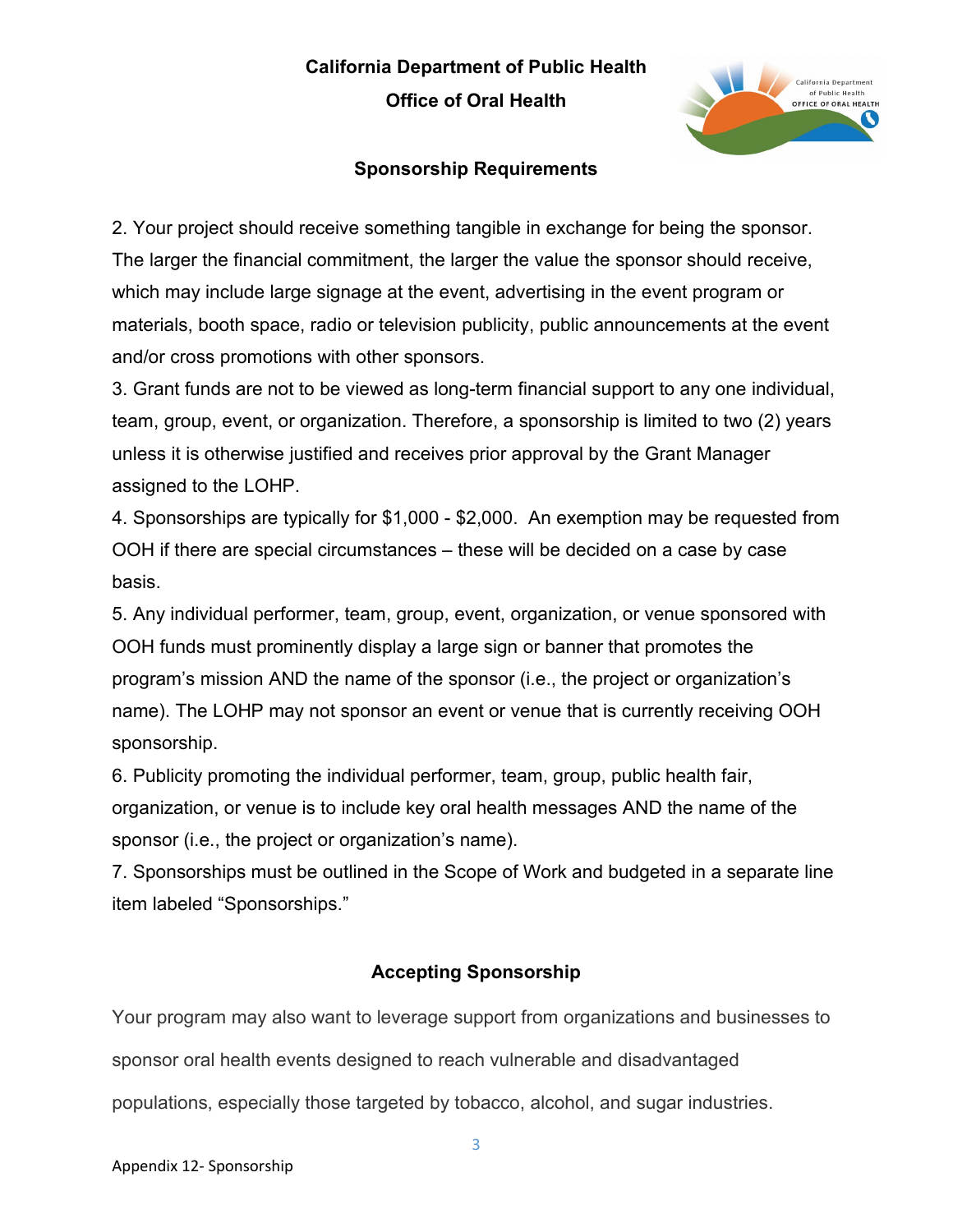California Department of Public Health

Office of Oral Health

### Sponsorship Requirements

2. Your project should receive something tangible in exchange for being the sponsor. The larger the financial commitment, the larger the value the sponsor should receive, which may include large signage at the event, advertising in the event program or materials, booth space, radio or television publicity, public announcements at the event and/or cross promotions with other sponsors.
3. Grant funds are not to be viewed as long-term financial support to any one individual, team, group, event, or organization. Therefore, a sponsorship is limited to two (2) years unless it is otherwise justified and receives prior approval by the Grant Manager assigned to the LOHP.
4. Sponsorships are typically for $1,000 - $2,000. An exemption may be requested from OOH if there are special circumstances – these will be decided on a case by case basis.
5. Any individual performer, team, group, event, organization, or venue sponsored with OOH funds must prominently display a large sign or banner that promotes the program's mission AND the name of the sponsor (i.e., the project or organization's name). The LOHP may not sponsor an event or venue that is currently receiving OOH sponsorship.
6. Publicity promoting the individual performer, team, group, public health fair, organization, or venue is to include key oral health messages AND the name of the sponsor (i.e., the project or organization's name).
7. Sponsorships must be outlined in the Scope of Work and budgeted in a separate line item labeled "Sponsorships."

### Accepting Sponsorship

Your program may also want to leverage support from organizations and businesses to sponsor oral health events designed to reach vulnerable and disadvantaged populations, especially those targeted by tobacco, alcohol, and sugar industries.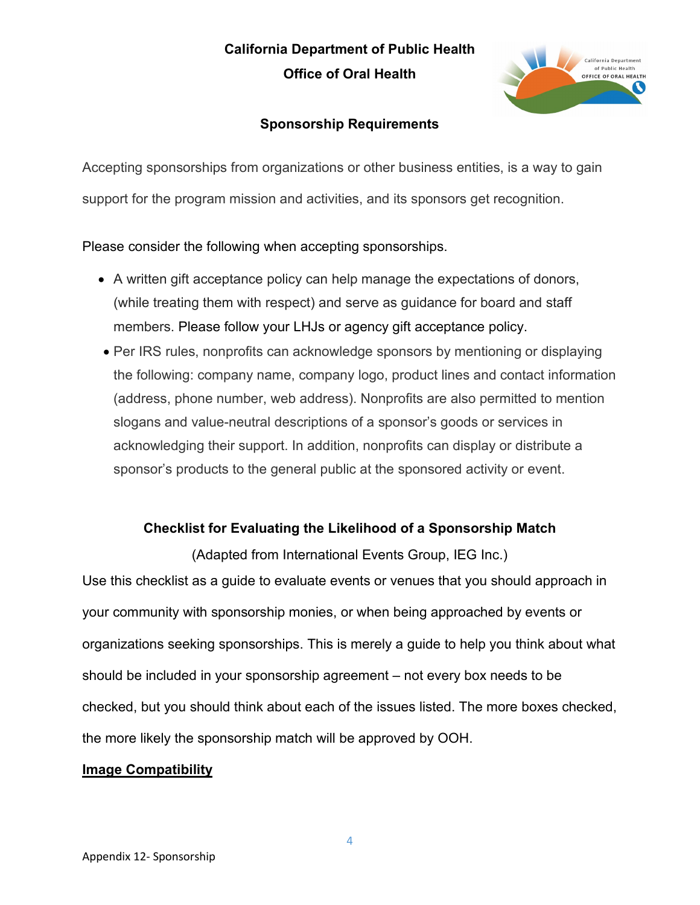**California Department of Public Health**

**Office of Oral Health**

## Sponsorship Requirements

Accepting sponsorships from organizations or other business entities, is a way to gain support for the program mission and activities, and its sponsors get recognition.

Please consider the following when accepting sponsorships.

- A written gift acceptance policy can help manage the expectations of donors, (while treating them with respect) and serve as guidance for board and staff members. Please follow your LHJs or agency gift acceptance policy.
- Per IRS rules, nonprofits can acknowledge sponsors by mentioning or displaying the following: company name, company logo, product lines and contact information (address, phone number, web address). Nonprofits are also permitted to mention slogans and value-neutral descriptions of a sponsor's goods or services in acknowledging their support. In addition, nonprofits can display or distribute a sponsor's products to the general public at the sponsored activity or event.

## Checklist for Evaluating the Likelihood of a Sponsorship Match

(Adapted from International Events Group, IEG Inc.)

Use this checklist as a guide to evaluate events or venues that you should approach in your community with sponsorship monies, or when being approached by events or organizations seeking sponsorships. This is merely a guide to help you think about what should be included in your sponsorship agreement – not every box needs to be checked, but you should think about each of the issues listed. The more boxes checked, the more likely the sponsorship match will be approved by OOH.

**Image Compatibility**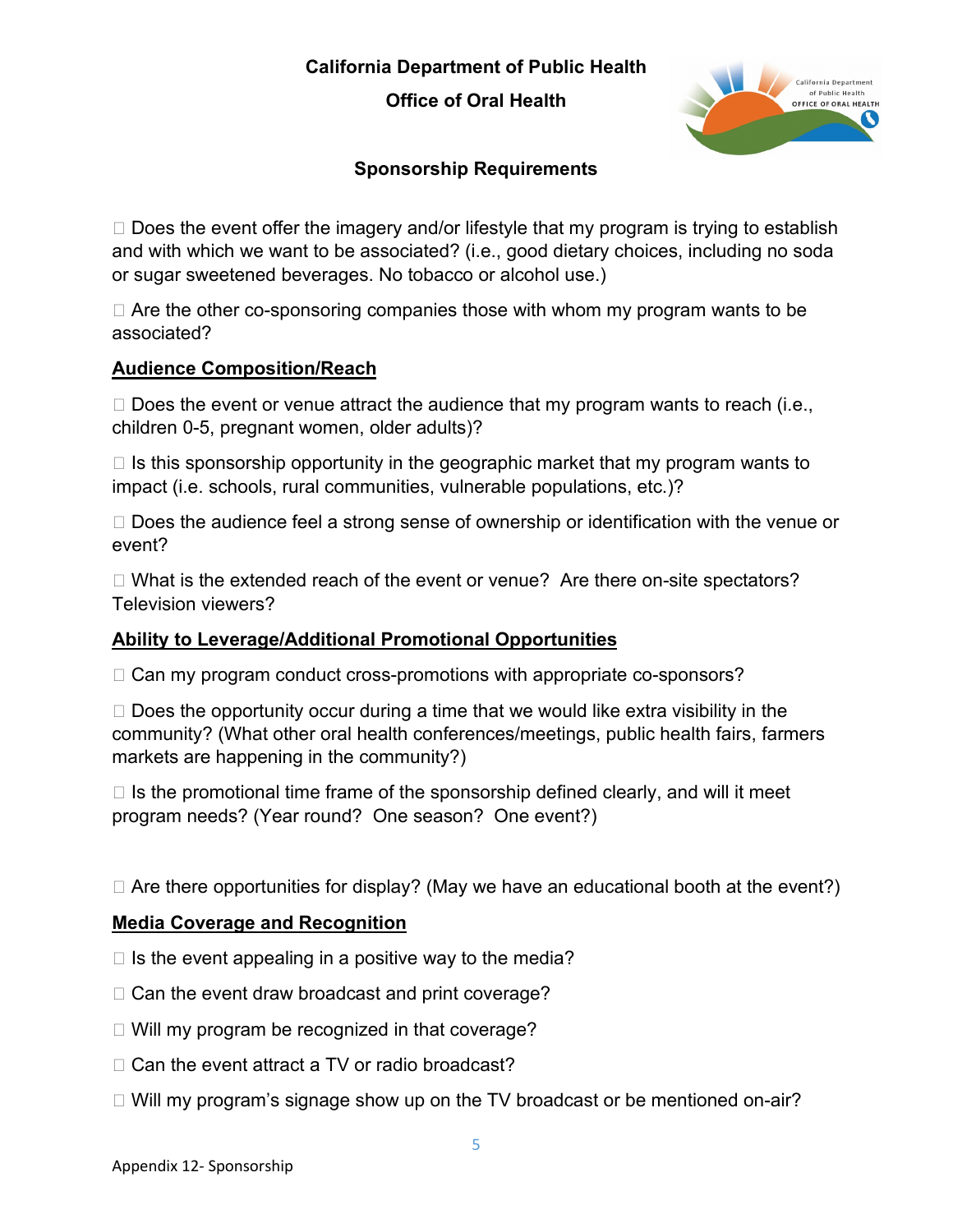**California Department of Public Health**

**Office of Oral Health**

**Sponsorship Requirements**

☐ Does the event offer the imagery and/or lifestyle that my program is trying to establish and with which we want to be associated? (i.e., good dietary choices, including no soda or sugar sweetened beverages. No tobacco or alcohol use.)

☐ Are the other co-sponsoring companies those with whom my program wants to be associated?

## Audience Composition/Reach

☐ Does the event or venue attract the audience that my program wants to reach (i.e., children 0-5, pregnant women, older adults)?

☐ Is this sponsorship opportunity in the geographic market that my program wants to impact (i.e. schools, rural communities, vulnerable populations, etc.)?

☐ Does the audience feel a strong sense of ownership or identification with the venue or event?

☐ What is the extended reach of the event or venue? Are there on-site spectators? Television viewers?

## Ability to Leverage/Additional Promotional Opportunities

☐ Can my program conduct cross-promotions with appropriate co-sponsors?

☐ Does the opportunity occur during a time that we would like extra visibility in the community? (What other oral health conferences/meetings, public health fairs, farmers markets are happening in the community?)

☐ Is the promotional time frame of the sponsorship defined clearly, and will it meet program needs? (Year round? One season? One event?)

☐ Are there opportunities for display? (May we have an educational booth at the event?)

## Media Coverage and Recognition

☐ Is the event appealing in a positive way to the media?

☐ Can the event draw broadcast and print coverage?

☐ Will my program be recognized in that coverage?

☐ Can the event attract a TV or radio broadcast?

☐ Will my program's signage show up on the TV broadcast or be mentioned on-air?

Appendix 12- Sponsorship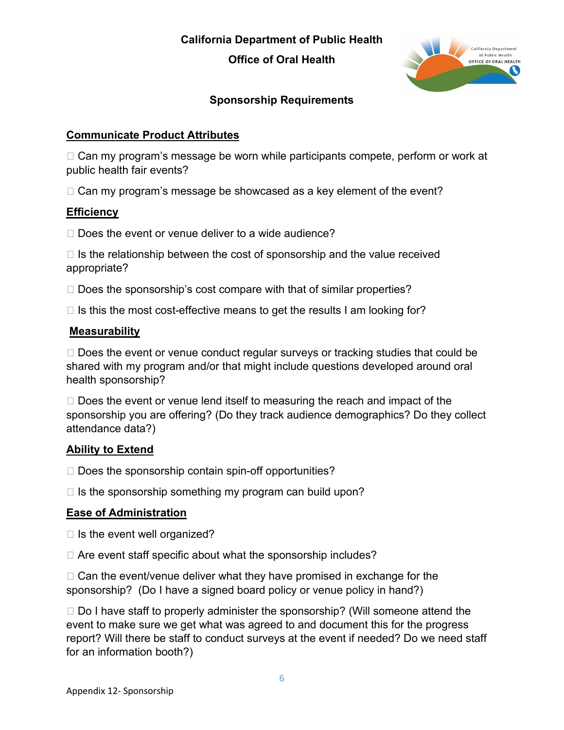**California Department of Public Health**

**Office of Oral Health**

## Sponsorship Requirements

### Communicate Product Attributes

☐ Can my program's message be worn while participants compete, perform or work at public health fair events?

☐ Can my program's message be showcased as a key element of the event?

### Efficiency

☐ Does the event or venue deliver to a wide audience?

☐ Is the relationship between the cost of sponsorship and the value received appropriate?

☐ Does the sponsorship's cost compare with that of similar properties?

☐ Is this the most cost-effective means to get the results I am looking for?

### Measurability

☐ Does the event or venue conduct regular surveys or tracking studies that could be shared with my program and/or that might include questions developed around oral health sponsorship?

☐ Does the event or venue lend itself to measuring the reach and impact of the sponsorship you are offering? (Do they track audience demographics? Do they collect attendance data?)

### Ability to Extend

☐ Does the sponsorship contain spin-off opportunities?

☐ Is the sponsorship something my program can build upon?

### Ease of Administration

☐ Is the event well organized?

☐ Are event staff specific about what the sponsorship includes?

☐ Can the event/venue deliver what they have promised in exchange for the sponsorship? (Do I have a signed board policy or venue policy in hand?)

☐ Do I have staff to properly administer the sponsorship? (Will someone attend the event to make sure we get what was agreed to and document this for the progress report? Will there be staff to conduct surveys at the event if needed? Do we need staff for an information booth?)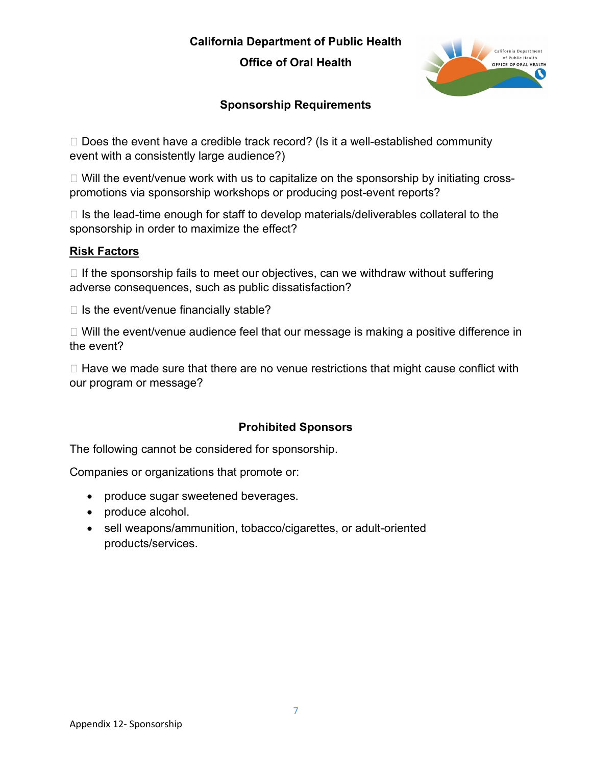**California Department of Public Health**

**Office of Oral Health**

## Sponsorship Requirements

- [ ] Does the event have a credible track record? (Is it a well-established community event with a consistently large audience?)
- [ ] Will the event/venue work with us to capitalize on the sponsorship by initiating cross-promotions via sponsorship workshops or producing post-event reports?
- [ ] Is the lead-time enough for staff to develop materials/deliverables collateral to the sponsorship in order to maximize the effect?

### Risk Factors

- [ ] If the sponsorship fails to meet our objectives, can we withdraw without suffering adverse consequences, such as public dissatisfaction?
- [ ] Is the event/venue financially stable?
- [ ] Will the event/venue audience feel that our message is making a positive difference in the event?
- [ ] Have we made sure that there are no venue restrictions that might cause conflict with our program or message?

## Prohibited Sponsors

The following cannot be considered for sponsorship.

Companies or organizations that promote or:

- produce sugar sweetened beverages.
- produce alcohol.
- sell weapons/ammunition, tobacco/cigarettes, or adult-oriented products/services.

Appendix 12- Sponsorship